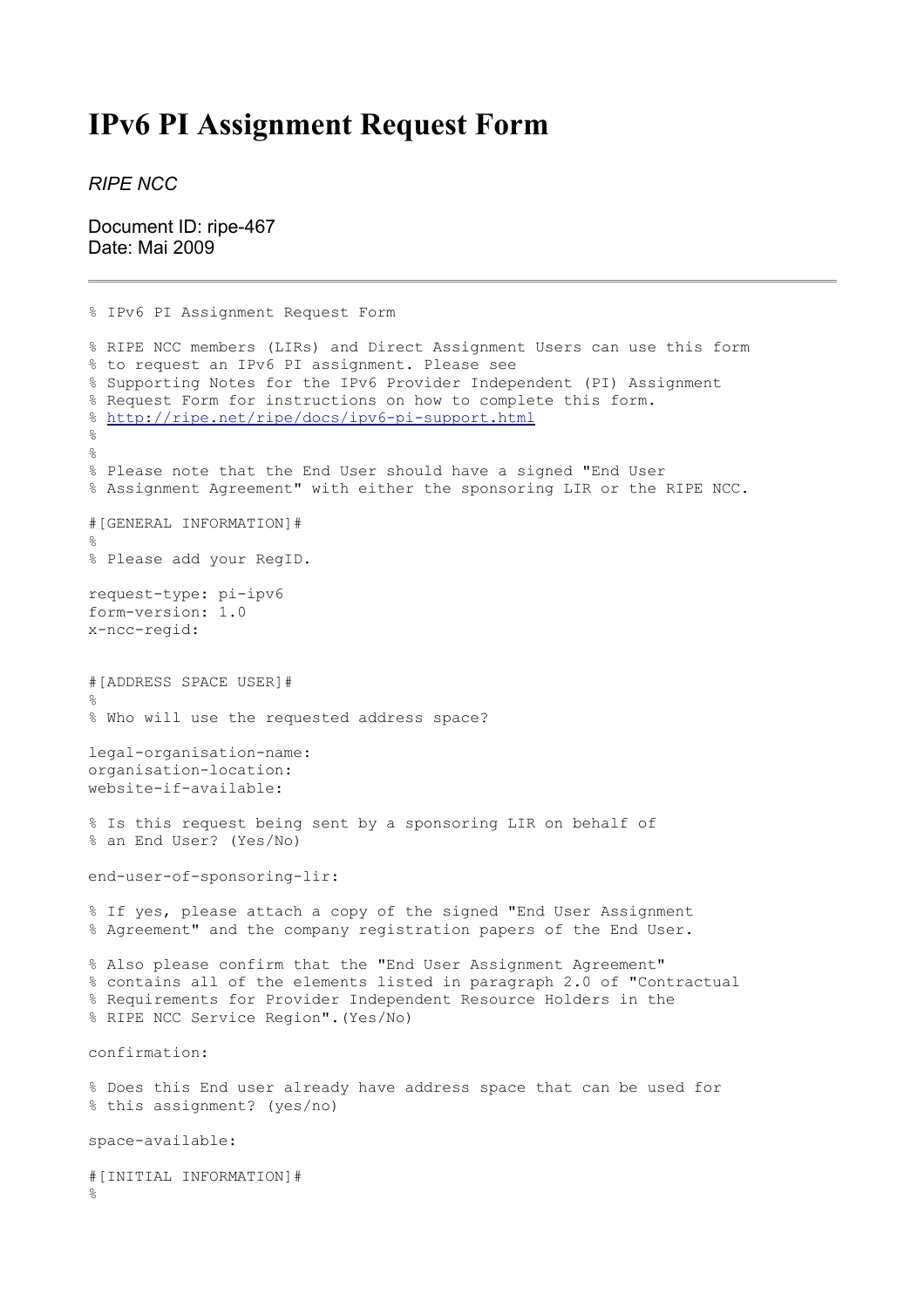# IPv6 PI Assignment Request Form

*RIPE NCC*

Document ID: ripe-467
Date: Mai 2009

---

```
% IPv6 PI Assignment Request Form

% RIPE NCC members (LIRs) and Direct Assignment Users can use this form
% to request an IPv6 PI assignment. Please see
% Supporting Notes for the IPv6 Provider Independent (PI) Assignment
% Request Form for instructions on how to complete this form.
% http://ripe.net/ripe/docs/ipv6-pi-support.html
%
%
% Please note that the End User should have a signed "End User
% Assignment Agreement" with either the sponsoring LIR or the RIPE NCC.

#[GENERAL INFORMATION]#
%
% Please add your RegID.

request-type: pi-ipv6
form-version: 1.0
x-ncc-regid:


#[ADDRESS SPACE USER]#
%
% Who will use the requested address space?

legal-organisation-name:
organisation-location:
website-if-available:

% Is this request being sent by a sponsoring LIR on behalf of
% an End User? (Yes/No)

end-user-of-sponsoring-lir:

% If yes, please attach a copy of the signed "End User Assignment
% Agreement" and the company registration papers of the End User.

% Also please confirm that the "End User Assignment Agreement"
% contains all of the elements listed in paragraph 2.0 of "Contractual
% Requirements for Provider Independent Resource Holders in the
% RIPE NCC Service Region".(Yes/No)

confirmation:

% Does this End user already have address space that can be used for
% this assignment? (yes/no)

space-available:

#[INITIAL INFORMATION]#
%
```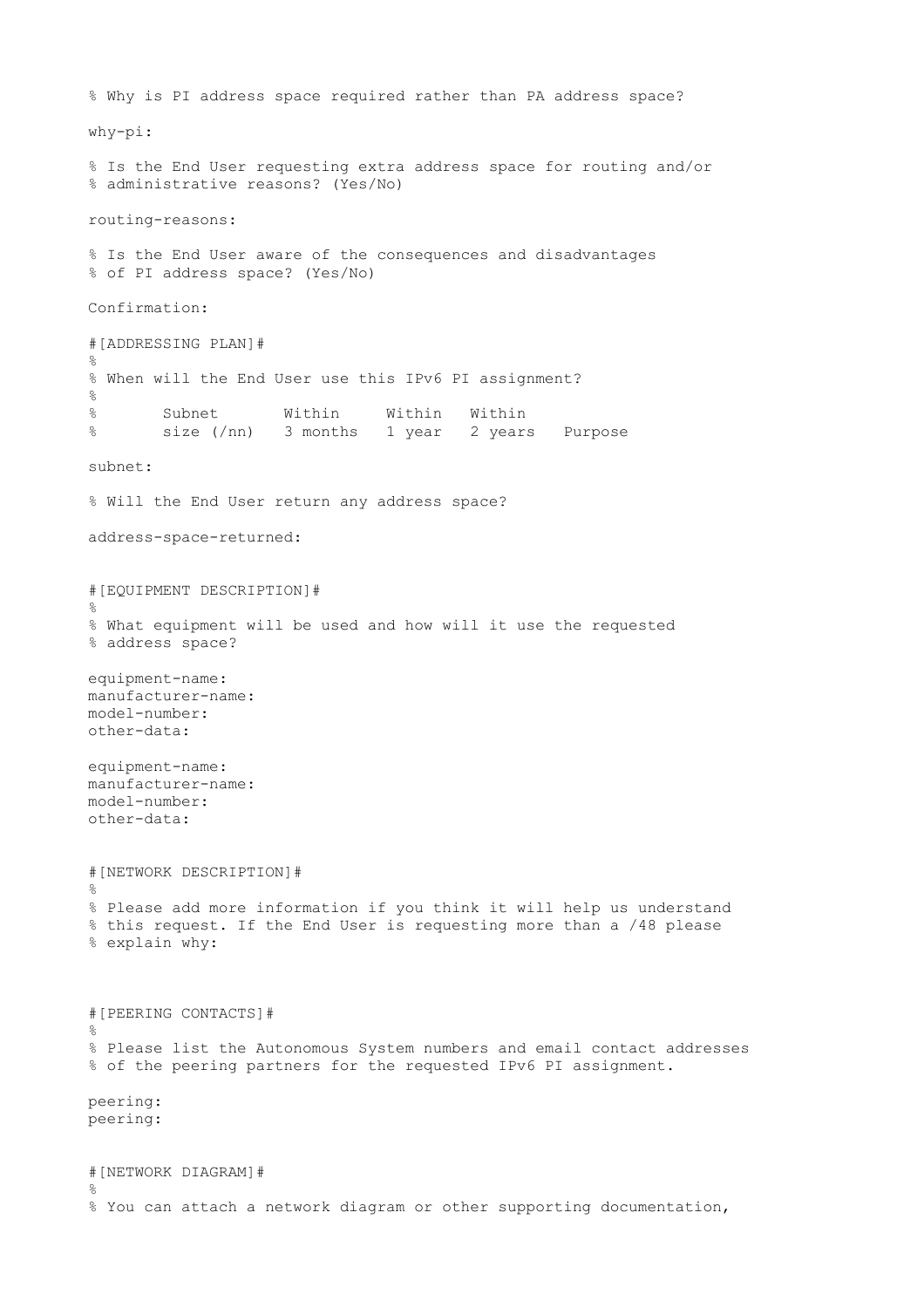```
% Why is PI address space required rather than PA address space?

why-pi:

% Is the End User requesting extra address space for routing and/or
% administrative reasons? (Yes/No)

routing-reasons:

% Is the End User aware of the consequences and disadvantages
% of PI address space? (Yes/No)

Confirmation:

#[ADDRESSING PLAN]#
%
% When will the End User use this IPv6 PI assignment?
%
%       Subnet       Within     Within   Within
%       size (/nn)   3 months   1 year   2 years   Purpose

subnet:

% Will the End User return any address space?

address-space-returned:


#[EQUIPMENT DESCRIPTION]#
%
% What equipment will be used and how will it use the requested
% address space?

equipment-name:
manufacturer-name:
model-number:
other-data:

equipment-name:
manufacturer-name:
model-number:
other-data:


#[NETWORK DESCRIPTION]#
%
% Please add more information if you think it will help us understand
% this request. If the End User is requesting more than a /48 please
% explain why:



#[PEERING CONTACTS]#
%
% Please list the Autonomous System numbers and email contact addresses
% of the peering partners for the requested IPv6 PI assignment.

peering:
peering:


#[NETWORK DIAGRAM]#
%
% You can attach a network diagram or other supporting documentation,
```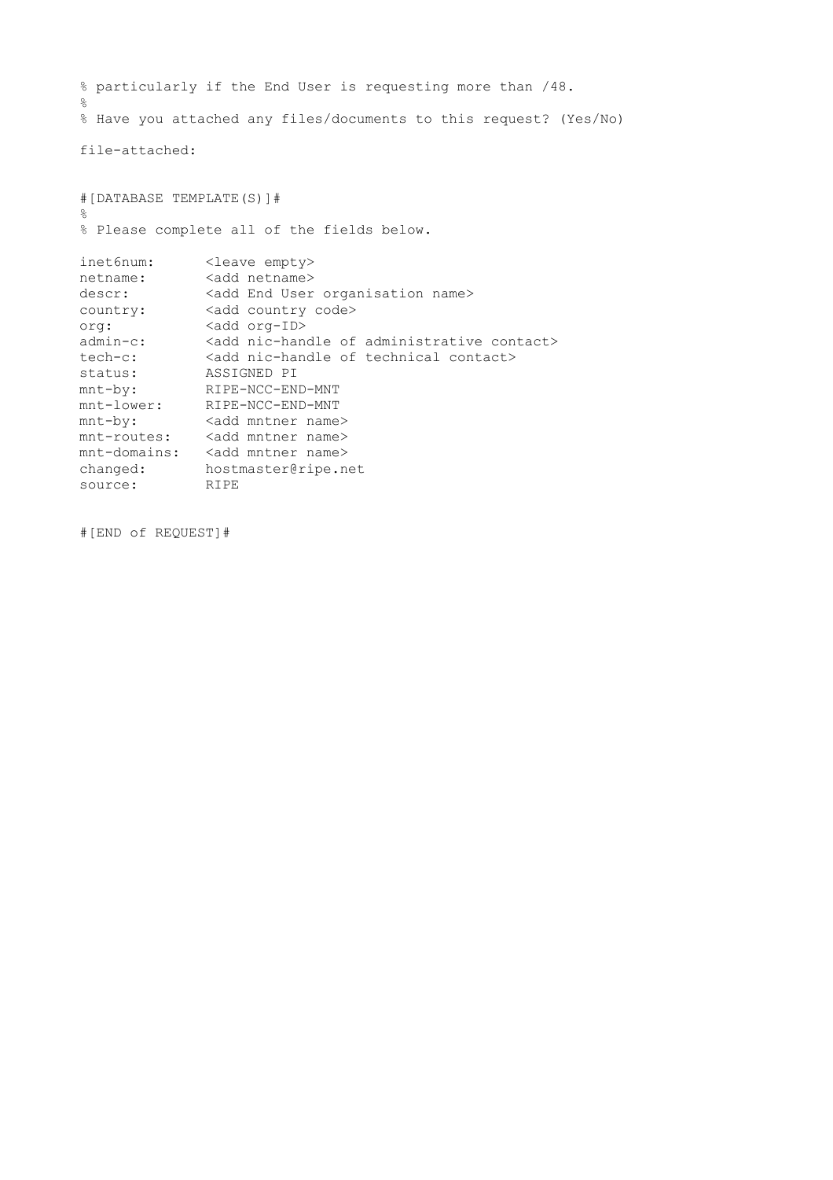```
% particularly if the End User is requesting more than /48.
%
% Have you attached any files/documents to this request? (Yes/No)

file-attached:


#[DATABASE TEMPLATE(S)]#
%
% Please complete all of the fields below.

inet6num:      <leave empty>
netname:       <add netname>
descr:         <add End User organisation name>
country:       <add country code>
org:           <add org-ID>
admin-c:       <add nic-handle of administrative contact>
tech-c:        <add nic-handle of technical contact>
status:        ASSIGNED PI
mnt-by:        RIPE-NCC-END-MNT
mnt-lower:     RIPE-NCC-END-MNT
mnt-by:        <add mntner name>
mnt-routes:    <add mntner name>
mnt-domains:   <add mntner name>
changed:       hostmaster@ripe.net
source:        RIPE

#[END of REQUEST]#
```